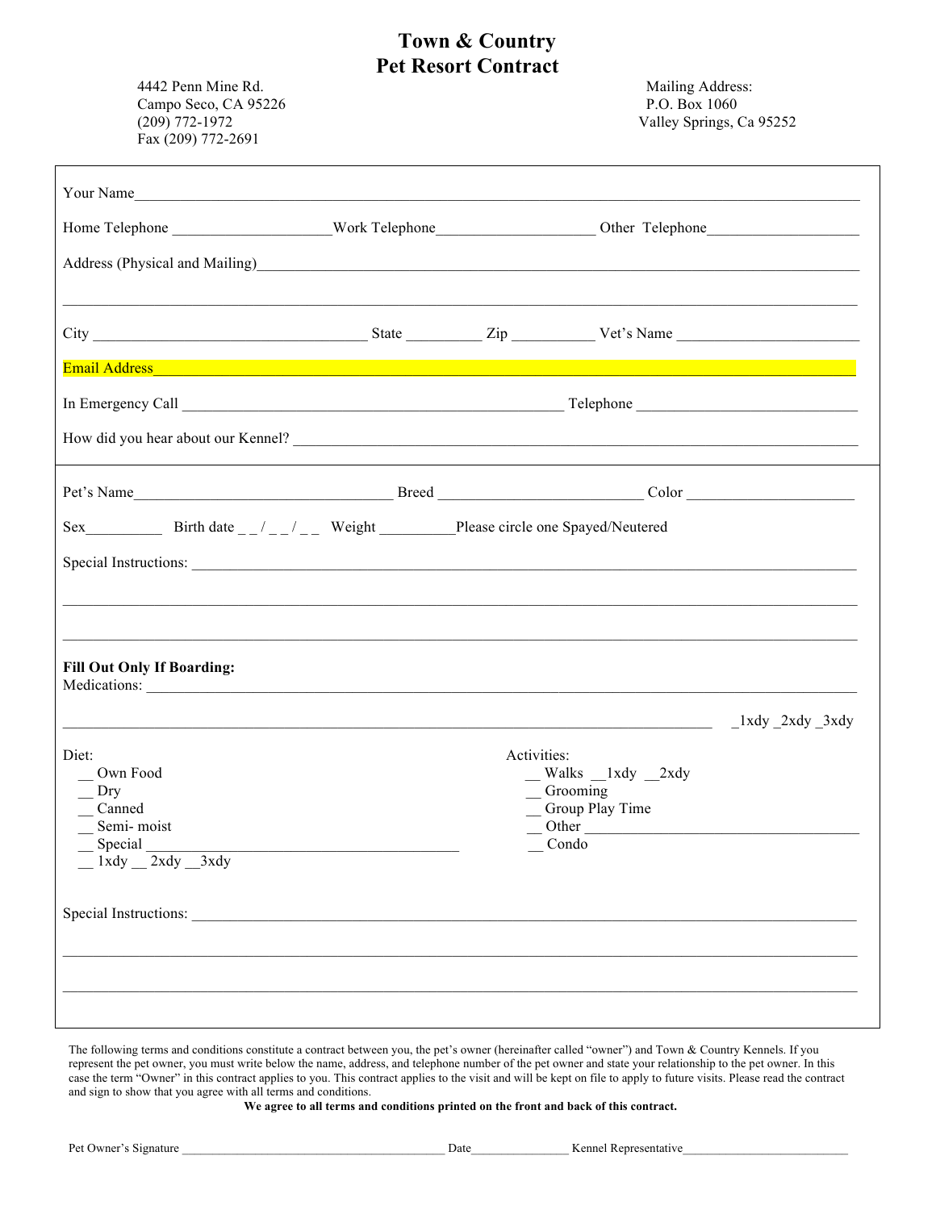# Town & Country
# Pet Resort Contract

4442 Penn Mine Rd.
Campo Seco, CA 95226
(209) 772-1972
Fax (209) 772-2691

Mailing Address:
P.O. Box 1060
Valley Springs, Ca 95252

Your Name_______________________________________________________________________________

Home Telephone ____________________Work Telephone____________________ Other Telephone____________________

Address (Physical and Mailing)_______________________________________________________________

_______________________________________________________________________________________

City ___________________________________ State __________ Zip ___________ Vet's Name _________________________

Email Address______________________________________________________________________________

In Emergency Call __________________________________________________ Telephone _____________________________

How did you hear about our Kennel? __________________________________________________________________

Pet's Name__________________________________ Breed __________________________ Color ______________________

Sex__________ Birth date _ _ / _ _ / _ _ Weight __________Please circle one Spayed/Neutered

Special Instructions: _________________________________________________________________________________

_______________________________________________________________________________________

_______________________________________________________________________________________

**Fill Out Only If Boarding:**

Medications: _______________________________________________________________________________

_________________________________________________________________________________ _1xdy _2xdy _3xdy

Diet:
- __ Own Food
- __ Dry
- __ Canned
- __ Semi- moist
- __ Special ________________________________________
- __ 1xdy __ 2xdy __3xdy

Activities:
- __ Walks __1xdy __2xdy
- __ Grooming
- __ Group Play Time
- __ Other ___________________________________
- __ Condo

Special Instructions: _________________________________________________________________________________

_______________________________________________________________________________________

_______________________________________________________________________________________

The following terms and conditions constitute a contract between you, the pet's owner (hereinafter called "owner") and Town & Country Kennels. If you represent the pet owner, you must write below the name, address, and telephone number of the pet owner and state your relationship to the pet owner. In this case the term "Owner" in this contract applies to you. This contract applies to the visit and will be kept on file to apply to future visits. Please read the contract and sign to show that you agree with all terms and conditions.

**We agree to all terms and conditions printed on the front and back of this contract.**

Pet Owner's Signature ___________________________________________ Date________________ Kennel Representative___________________________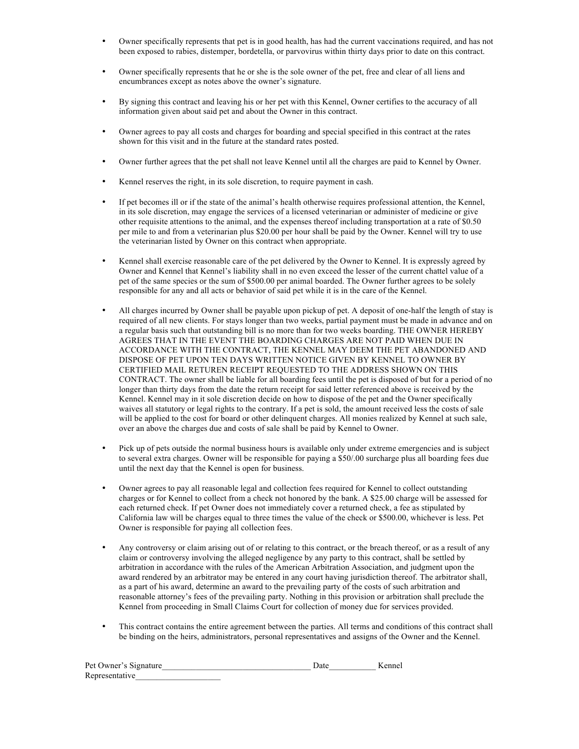- Owner specifically represents that pet is in good health, has had the current vaccinations required, and has not been exposed to rabies, distemper, bordetella, or parvovirus within thirty days prior to date on this contract.

- Owner specifically represents that he or she is the sole owner of the pet, free and clear of all liens and encumbrances except as notes above the owner's signature.

- By signing this contract and leaving his or her pet with this Kennel, Owner certifies to the accuracy of all information given about said pet and about the Owner in this contract.

- Owner agrees to pay all costs and charges for boarding and special specified in this contract at the rates shown for this visit and in the future at the standard rates posted.

- Owner further agrees that the pet shall not leave Kennel until all the charges are paid to Kennel by Owner.

- Kennel reserves the right, in its sole discretion, to require payment in cash.

- If pet becomes ill or if the state of the animal's health otherwise requires professional attention, the Kennel, in its sole discretion, may engage the services of a licensed veterinarian or administer of medicine or give other requisite attentions to the animal, and the expenses thereof including transportation at a rate of $0.50 per mile to and from a veterinarian plus $20.00 per hour shall be paid by the Owner. Kennel will try to use the veterinarian listed by Owner on this contract when appropriate.

- Kennel shall exercise reasonable care of the pet delivered by the Owner to Kennel. It is expressly agreed by Owner and Kennel that Kennel's liability shall in no even exceed the lesser of the current chattel value of a pet of the same species or the sum of $500.00 per animal boarded. The Owner further agrees to be solely responsible for any and all acts or behavior of said pet while it is in the care of the Kennel.

- All charges incurred by Owner shall be payable upon pickup of pet. A deposit of one-half the length of stay is required of all new clients. For stays longer than two weeks, partial payment must be made in advance and on a regular basis such that outstanding bill is no more than for two weeks boarding. THE OWNER HEREBY AGREES THAT IN THE EVENT THE BOARDING CHARGES ARE NOT PAID WHEN DUE IN ACCORDANCE WITH THE CONTRACT, THE KENNEL MAY DEEM THE PET ABANDONED AND DISPOSE OF PET UPON TEN DAYS WRITTEN NOTICE GIVEN BY KENNEL TO OWNER BY CERTIFIED MAIL RETUREN RECEIPT REQUESTED TO THE ADDRESS SHOWN ON THIS CONTRACT. The owner shall be liable for all boarding fees until the pet is disposed of but for a period of no longer than thirty days from the date the return receipt for said letter referenced above is received by the Kennel. Kennel may in it sole discretion decide on how to dispose of the pet and the Owner specifically waives all statutory or legal rights to the contrary. If a pet is sold, the amount received less the costs of sale will be applied to the cost for board or other delinquent charges. All monies realized by Kennel at such sale, over an above the charges due and costs of sale shall be paid by Kennel to Owner.

- Pick up of pets outside the normal business hours is available only under extreme emergencies and is subject to several extra charges. Owner will be responsible for paying a $50/.00 surcharge plus all boarding fees due until the next day that the Kennel is open for business.

- Owner agrees to pay all reasonable legal and collection fees required for Kennel to collect outstanding charges or for Kennel to collect from a check not honored by the bank. A $25.00 charge will be assessed for each returned check. If pet Owner does not immediately cover a returned check, a fee as stipulated by California law will be charges equal to three times the value of the check or $500.00, whichever is less. Pet Owner is responsible for paying all collection fees.

- Any controversy or claim arising out of or relating to this contract, or the breach thereof, or as a result of any claim or controversy involving the alleged negligence by any party to this contract, shall be settled by arbitration in accordance with the rules of the American Arbitration Association, and judgment upon the award rendered by an arbitrator may be entered in any court having jurisdiction thereof. The arbitrator shall, as a part of his award, determine an award to the prevailing party of the costs of such arbitration and reasonable attorney's fees of the prevailing party. Nothing in this provision or arbitration shall preclude the Kennel from proceeding in Small Claims Court for collection of money due for services provided.

- This contract contains the entire agreement between the parties. All terms and conditions of this contract shall be binding on the heirs, administrators, personal representatives and assigns of the Owner and the Kennel.

Pet Owner's Signature__________________________________ Date___________ Kennel Representative____________________